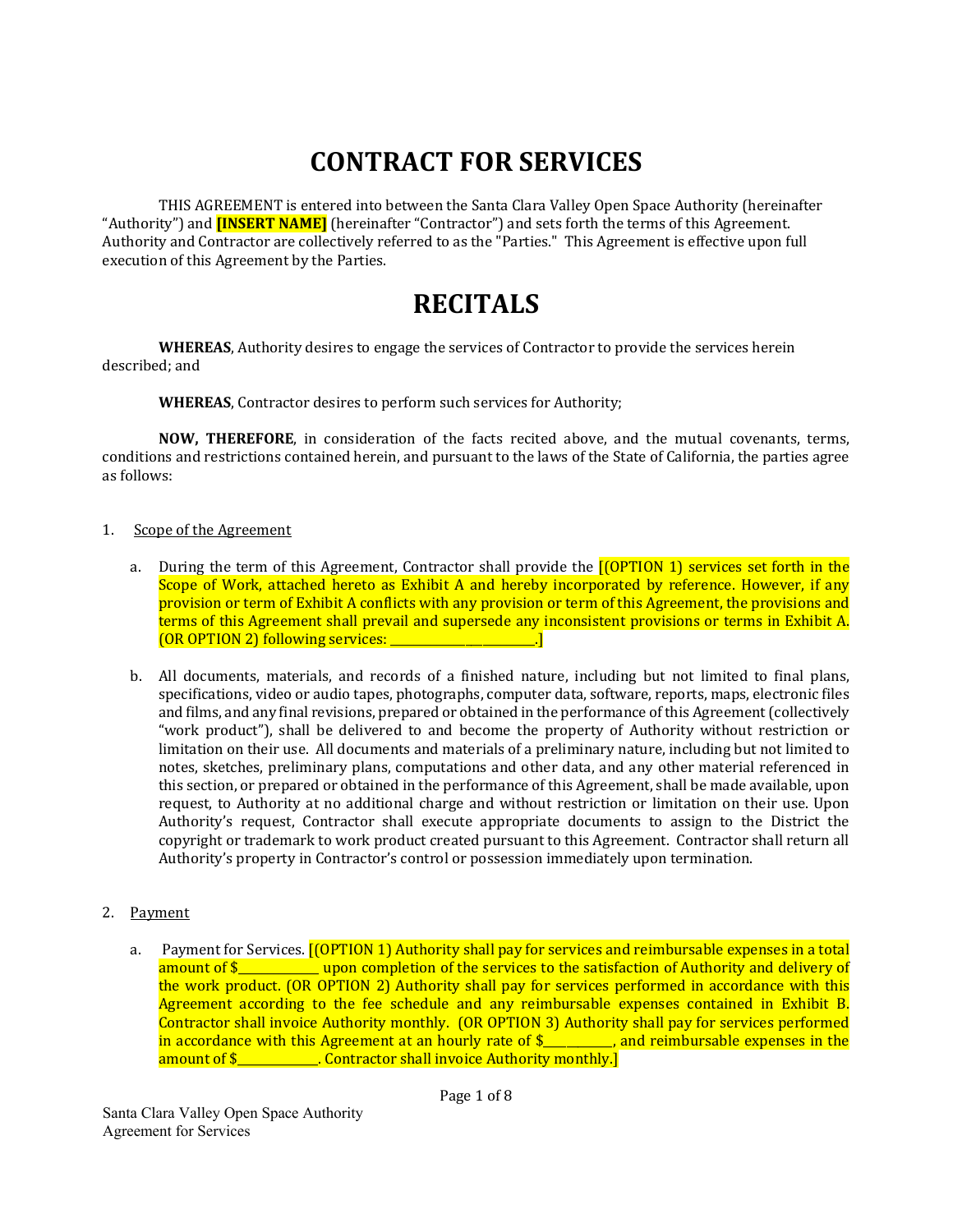# CONTRACT FOR SERVICES

THIS AGREEMENT is entered into between the Santa Clara Valley Open Space Authority (hereinafter "Authority") and **[INSERT NAME]** (hereinafter "Contractor") and sets forth the terms of this Agreement. Authority and Contractor are collectively referred to as the "Parties." This Agreement is effective upon full execution of this Agreement by the Parties.

# RECITALS

**WHEREAS**, Authority desires to engage the services of Contractor to provide the services herein described; and

**WHEREAS**, Contractor desires to perform such services for Authority;

**NOW, THEREFORE**, in consideration of the facts recited above, and the mutual covenants, terms, conditions and restrictions contained herein, and pursuant to the laws of the State of California, the parties agree as follows:

1. Scope of the Agreement

   a. During the term of this Agreement, Contractor shall provide the [(OPTION 1) services set forth in the Scope of Work, attached hereto as Exhibit A and hereby incorporated by reference. However, if any provision or term of Exhibit A conflicts with any provision or term of this Agreement, the provisions and terms of this Agreement shall prevail and supersede any inconsistent provisions or terms in Exhibit A. (OR OPTION 2) following services: ________________________.]

   b. All documents, materials, and records of a finished nature, including but not limited to final plans, specifications, video or audio tapes, photographs, computer data, software, reports, maps, electronic files and films, and any final revisions, prepared or obtained in the performance of this Agreement (collectively "work product"), shall be delivered to and become the property of Authority without restriction or limitation on their use. All documents and materials of a preliminary nature, including but not limited to notes, sketches, preliminary plans, computations and other data, and any other material referenced in this section, or prepared or obtained in the performance of this Agreement, shall be made available, upon request, to Authority at no additional charge and without restriction or limitation on their use. Upon Authority's request, Contractor shall execute appropriate documents to assign to the District the copyright or trademark to work product created pursuant to this Agreement. Contractor shall return all Authority's property in Contractor's control or possession immediately upon termination.

2. Payment

   a. Payment for Services. [(OPTION 1) Authority shall pay for services and reimbursable expenses in a total amount of $____________ upon completion of the services to the satisfaction of Authority and delivery of the work product. (OR OPTION 2) Authority shall pay for services performed in accordance with this Agreement according to the fee schedule and any reimbursable expenses contained in Exhibit B. Contractor shall invoice Authority monthly. (OR OPTION 3) Authority shall pay for services performed in accordance with this Agreement at an hourly rate of $___________, and reimbursable expenses in the amount of $_____________. Contractor shall invoice Authority monthly.]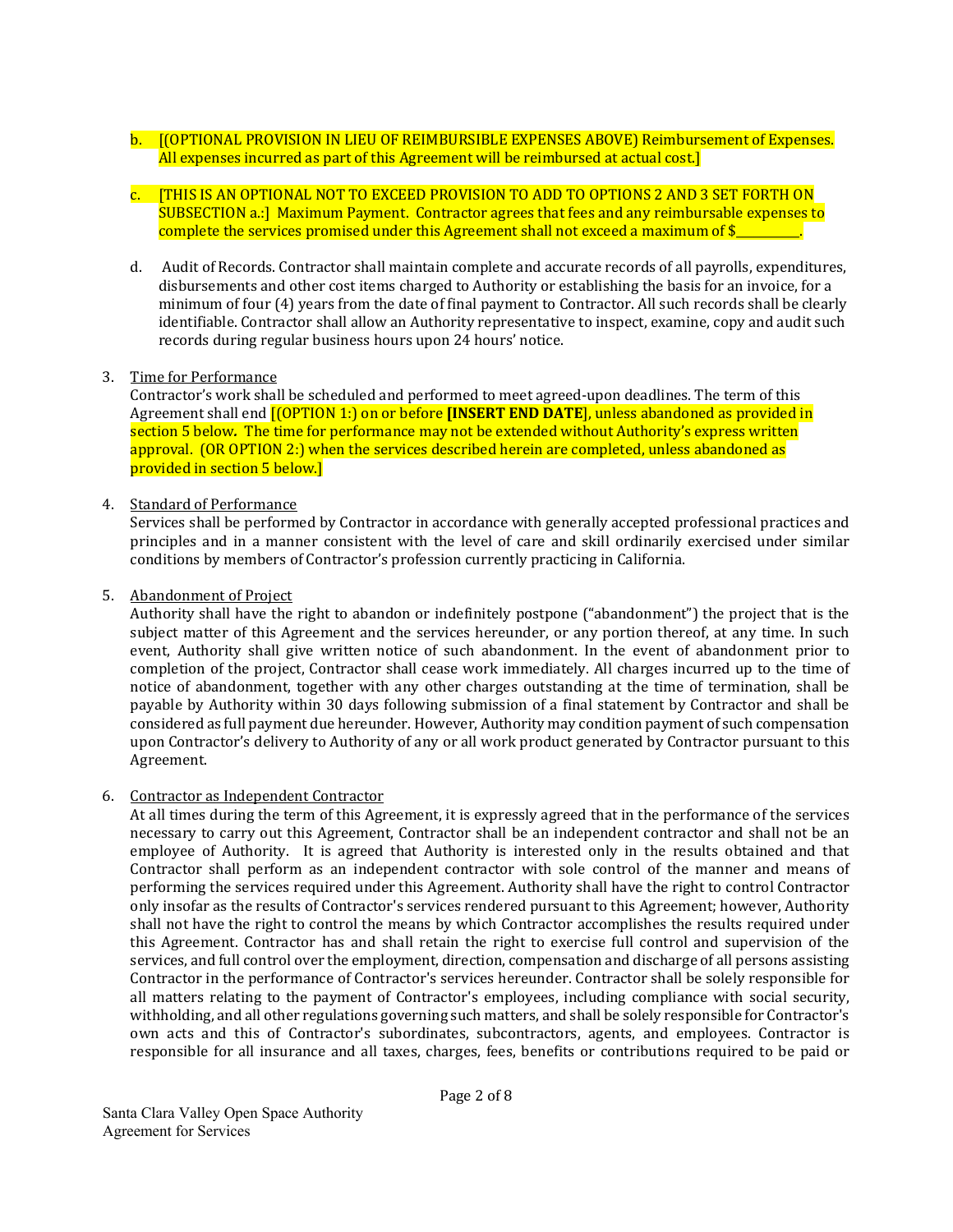b. [(OPTIONAL PROVISION IN LIEU OF REIMBURSIBLE EXPENSES ABOVE) Reimbursement of Expenses. All expenses incurred as part of this Agreement will be reimbursed at actual cost.]

c. [THIS IS AN OPTIONAL NOT TO EXCEED PROVISION TO ADD TO OPTIONS 2 AND 3 SET FORTH ON SUBSECTION a.:] Maximum Payment. Contractor agrees that fees and any reimbursable expenses to complete the services promised under this Agreement shall not exceed a maximum of $__________.

d. Audit of Records. Contractor shall maintain complete and accurate records of all payrolls, expenditures, disbursements and other cost items charged to Authority or establishing the basis for an invoice, for a minimum of four (4) years from the date of final payment to Contractor. All such records shall be clearly identifiable. Contractor shall allow an Authority representative to inspect, examine, copy and audit such records during regular business hours upon 24 hours' notice.

3. Time for Performance

Contractor's work shall be scheduled and performed to meet agreed-upon deadlines. The term of this Agreement shall end [(OPTION 1:) on or before **[INSERT END DATE]**, unless abandoned as provided in section 5 below. The time for performance may not be extended without Authority's express written approval. (OR OPTION 2:) when the services described herein are completed, unless abandoned as provided in section 5 below.]

4. Standard of Performance

Services shall be performed by Contractor in accordance with generally accepted professional practices and principles and in a manner consistent with the level of care and skill ordinarily exercised under similar conditions by members of Contractor's profession currently practicing in California.

5. Abandonment of Project

Authority shall have the right to abandon or indefinitely postpone ("abandonment") the project that is the subject matter of this Agreement and the services hereunder, or any portion thereof, at any time. In such event, Authority shall give written notice of such abandonment. In the event of abandonment prior to completion of the project, Contractor shall cease work immediately. All charges incurred up to the time of notice of abandonment, together with any other charges outstanding at the time of termination, shall be payable by Authority within 30 days following submission of a final statement by Contractor and shall be considered as full payment due hereunder. However, Authority may condition payment of such compensation upon Contractor's delivery to Authority of any or all work product generated by Contractor pursuant to this Agreement.

6. Contractor as Independent Contractor

At all times during the term of this Agreement, it is expressly agreed that in the performance of the services necessary to carry out this Agreement, Contractor shall be an independent contractor and shall not be an employee of Authority. It is agreed that Authority is interested only in the results obtained and that Contractor shall perform as an independent contractor with sole control of the manner and means of performing the services required under this Agreement. Authority shall have the right to control Contractor only insofar as the results of Contractor's services rendered pursuant to this Agreement; however, Authority shall not have the right to control the means by which Contractor accomplishes the results required under this Agreement. Contractor has and shall retain the right to exercise full control and supervision of the services, and full control over the employment, direction, compensation and discharge of all persons assisting Contractor in the performance of Contractor's services hereunder. Contractor shall be solely responsible for all matters relating to the payment of Contractor's employees, including compliance with social security, withholding, and all other regulations governing such matters, and shall be solely responsible for Contractor's own acts and this of Contractor's subordinates, subcontractors, agents, and employees. Contractor is responsible for all insurance and all taxes, charges, fees, benefits or contributions required to be paid or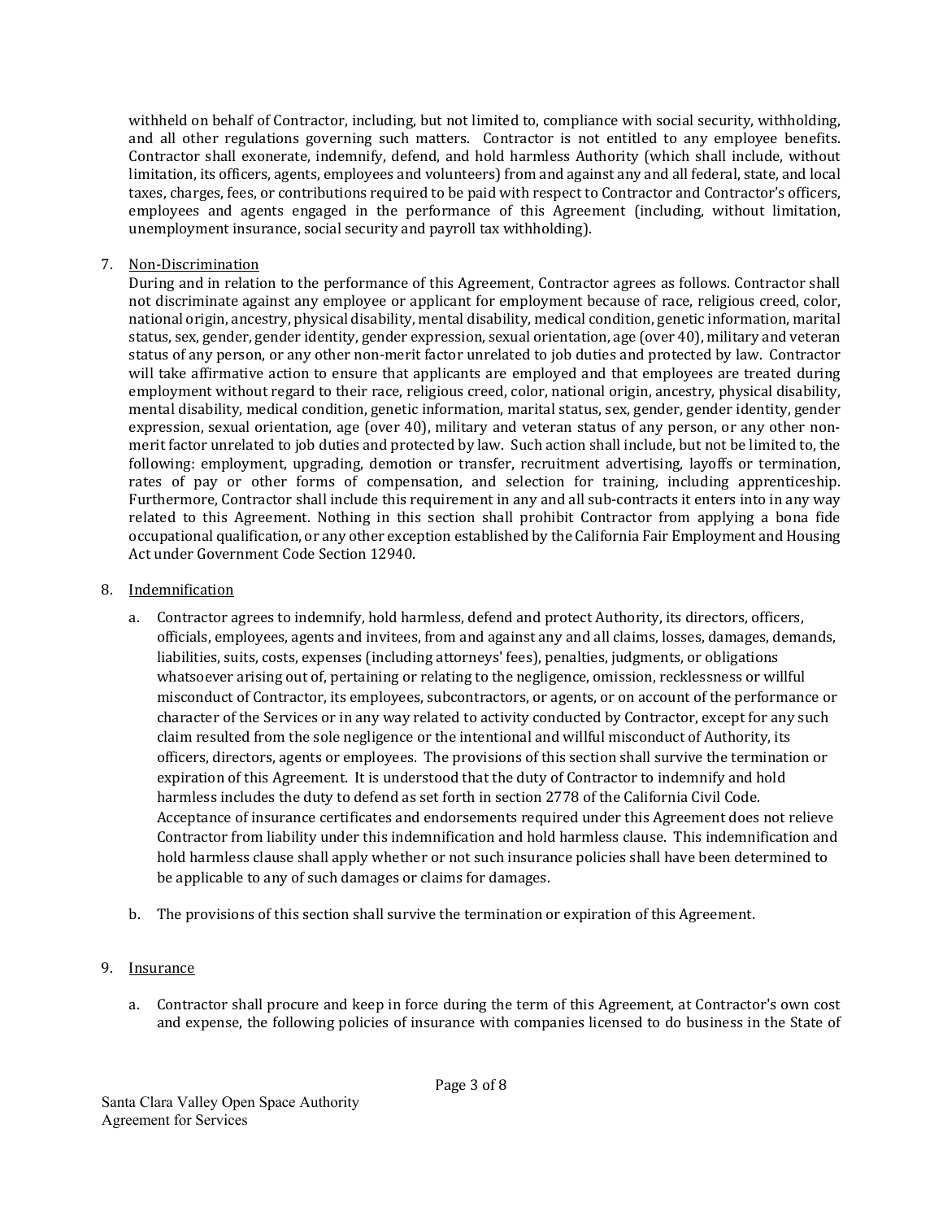withheld on behalf of Contractor, including, but not limited to, compliance with social security, withholding, and all other regulations governing such matters. Contractor is not entitled to any employee benefits. Contractor shall exonerate, indemnify, defend, and hold harmless Authority (which shall include, without limitation, its officers, agents, employees and volunteers) from and against any and all federal, state, and local taxes, charges, fees, or contributions required to be paid with respect to Contractor and Contractor's officers, employees and agents engaged in the performance of this Agreement (including, without limitation, unemployment insurance, social security and payroll tax withholding).

7. <u>Non-Discrimination</u>

   During and in relation to the performance of this Agreement, Contractor agrees as follows. Contractor shall not discriminate against any employee or applicant for employment because of race, religious creed, color, national origin, ancestry, physical disability, mental disability, medical condition, genetic information, marital status, sex, gender, gender identity, gender expression, sexual orientation, age (over 40), military and veteran status of any person, or any other non-merit factor unrelated to job duties and protected by law. Contractor will take affirmative action to ensure that applicants are employed and that employees are treated during employment without regard to their race, religious creed, color, national origin, ancestry, physical disability, mental disability, medical condition, genetic information, marital status, sex, gender, gender identity, gender expression, sexual orientation, age (over 40), military and veteran status of any person, or any other non-merit factor unrelated to job duties and protected by law. Such action shall include, but not be limited to, the following: employment, upgrading, demotion or transfer, recruitment advertising, layoffs or termination, rates of pay or other forms of compensation, and selection for training, including apprenticeship. Furthermore, Contractor shall include this requirement in any and all sub-contracts it enters into in any way related to this Agreement. Nothing in this section shall prohibit Contractor from applying a bona fide occupational qualification, or any other exception established by the California Fair Employment and Housing Act under Government Code Section 12940.

8. <u>Indemnification</u>

   a. Contractor agrees to indemnify, hold harmless, defend and protect Authority, its directors, officers, officials, employees, agents and invitees, from and against any and all claims, losses, damages, demands, liabilities, suits, costs, expenses (including attorneys' fees), penalties, judgments, or obligations whatsoever arising out of, pertaining or relating to the negligence, omission, recklessness or willful misconduct of Contractor, its employees, subcontractors, or agents, or on account of the performance or character of the Services or in any way related to activity conducted by Contractor, except for any such claim resulted from the sole negligence or the intentional and willful misconduct of Authority, its officers, directors, agents or employees. The provisions of this section shall survive the termination or expiration of this Agreement. It is understood that the duty of Contractor to indemnify and hold harmless includes the duty to defend as set forth in section 2778 of the California Civil Code. Acceptance of insurance certificates and endorsements required under this Agreement does not relieve Contractor from liability under this indemnification and hold harmless clause. This indemnification and hold harmless clause shall apply whether or not such insurance policies shall have been determined to be applicable to any of such damages or claims for damages.

   b. The provisions of this section shall survive the termination or expiration of this Agreement.

9. <u>Insurance</u>

   a. Contractor shall procure and keep in force during the term of this Agreement, at Contractor's own cost and expense, the following policies of insurance with companies licensed to do business in the State of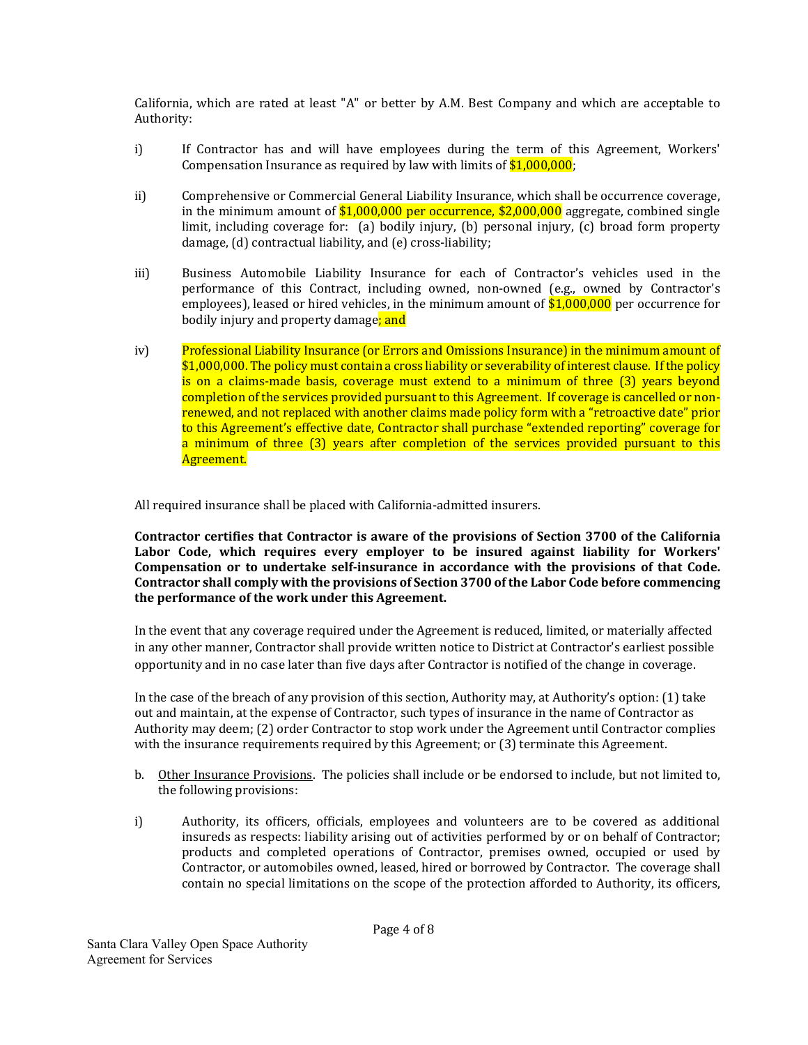California, which are rated at least "A" or better by A.M. Best Company and which are acceptable to Authority:

i) If Contractor has and will have employees during the term of this Agreement, Workers' Compensation Insurance as required by law with limits of $1,000,000;

ii) Comprehensive or Commercial General Liability Insurance, which shall be occurrence coverage, in the minimum amount of $1,000,000 per occurrence, $2,000,000 aggregate, combined single limit, including coverage for: (a) bodily injury, (b) personal injury, (c) broad form property damage, (d) contractual liability, and (e) cross-liability;

iii) Business Automobile Liability Insurance for each of Contractor's vehicles used in the performance of this Contract, including owned, non-owned (e.g., owned by Contractor's employees), leased or hired vehicles, in the minimum amount of $1,000,000 per occurrence for bodily injury and property damage; and

iv) Professional Liability Insurance (or Errors and Omissions Insurance) in the minimum amount of $1,000,000. The policy must contain a cross liability or severability of interest clause. If the policy is on a claims-made basis, coverage must extend to a minimum of three (3) years beyond completion of the services provided pursuant to this Agreement. If coverage is cancelled or non-renewed, and not replaced with another claims made policy form with a "retroactive date" prior to this Agreement's effective date, Contractor shall purchase "extended reporting" coverage for a minimum of three (3) years after completion of the services provided pursuant to this Agreement.

All required insurance shall be placed with California-admitted insurers.

**Contractor certifies that Contractor is aware of the provisions of Section 3700 of the California Labor Code, which requires every employer to be insured against liability for Workers' Compensation or to undertake self-insurance in accordance with the provisions of that Code. Contractor shall comply with the provisions of Section 3700 of the Labor Code before commencing the performance of the work under this Agreement.**

In the event that any coverage required under the Agreement is reduced, limited, or materially affected in any other manner, Contractor shall provide written notice to District at Contractor's earliest possible opportunity and in no case later than five days after Contractor is notified of the change in coverage.

In the case of the breach of any provision of this section, Authority may, at Authority's option: (1) take out and maintain, at the expense of Contractor, such types of insurance in the name of Contractor as Authority may deem; (2) order Contractor to stop work under the Agreement until Contractor complies with the insurance requirements required by this Agreement; or (3) terminate this Agreement.

b. Other Insurance Provisions. The policies shall include or be endorsed to include, but not limited to, the following provisions:

i) Authority, its officers, officials, employees and volunteers are to be covered as additional insureds as respects: liability arising out of activities performed by or on behalf of Contractor; products and completed operations of Contractor, premises owned, occupied or used by Contractor, or automobiles owned, leased, hired or borrowed by Contractor. The coverage shall contain no special limitations on the scope of the protection afforded to Authority, its officers,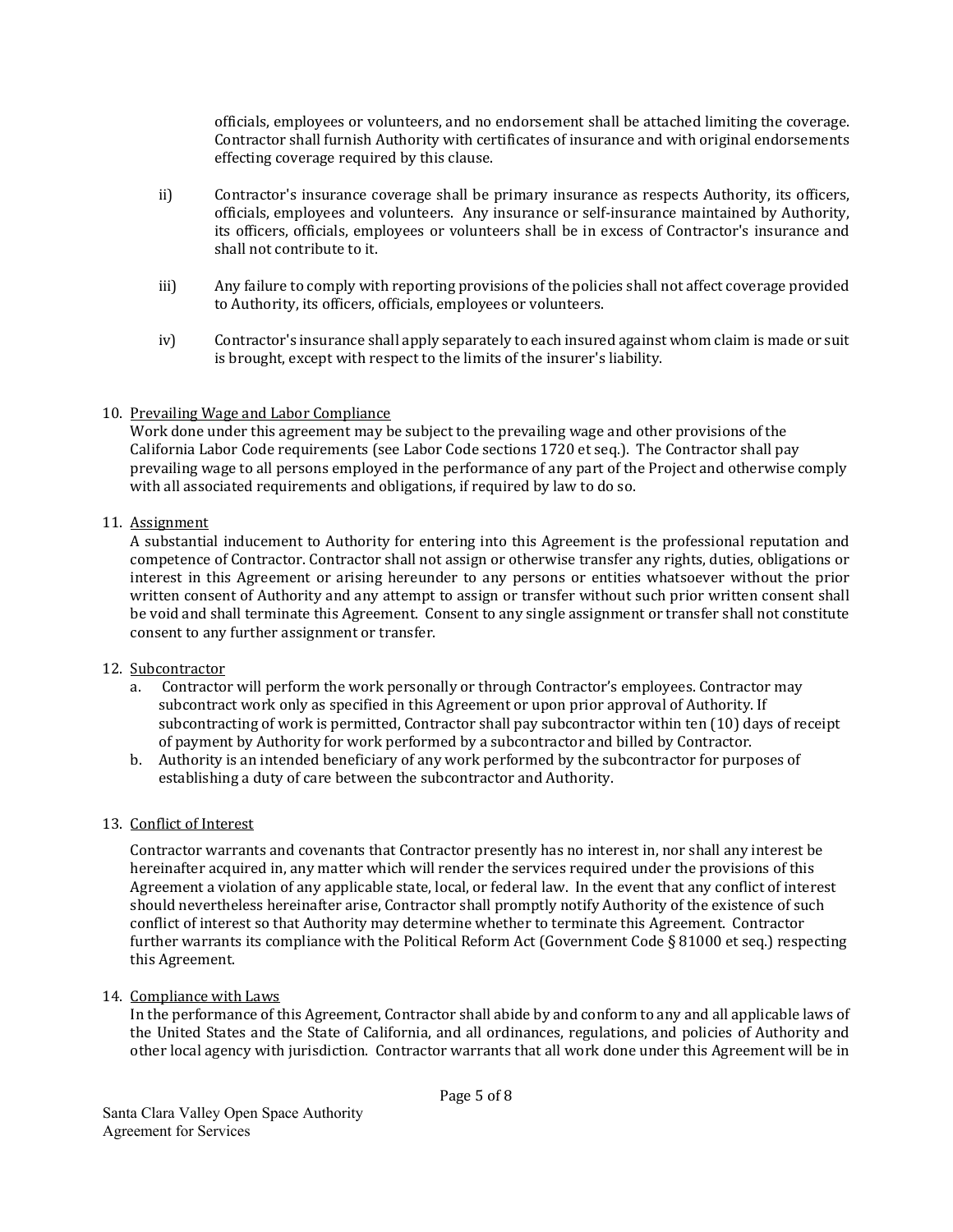officials, employees or volunteers, and no endorsement shall be attached limiting the coverage. Contractor shall furnish Authority with certificates of insurance and with original endorsements effecting coverage required by this clause.

ii) Contractor's insurance coverage shall be primary insurance as respects Authority, its officers, officials, employees and volunteers. Any insurance or self-insurance maintained by Authority, its officers, officials, employees or volunteers shall be in excess of Contractor's insurance and shall not contribute to it.

iii) Any failure to comply with reporting provisions of the policies shall not affect coverage provided to Authority, its officers, officials, employees or volunteers.

iv) Contractor's insurance shall apply separately to each insured against whom claim is made or suit is brought, except with respect to the limits of the insurer's liability.

10. <u>Prevailing Wage and Labor Compliance</u>
Work done under this agreement may be subject to the prevailing wage and other provisions of the California Labor Code requirements (see Labor Code sections 1720 et seq.). The Contractor shall pay prevailing wage to all persons employed in the performance of any part of the Project and otherwise comply with all associated requirements and obligations, if required by law to do so.

11. <u>Assignment</u>
A substantial inducement to Authority for entering into this Agreement is the professional reputation and competence of Contractor. Contractor shall not assign or otherwise transfer any rights, duties, obligations or interest in this Agreement or arising hereunder to any persons or entities whatsoever without the prior written consent of Authority and any attempt to assign or transfer without such prior written consent shall be void and shall terminate this Agreement. Consent to any single assignment or transfer shall not constitute consent to any further assignment or transfer.

12. <u>Subcontractor</u>
   a. Contractor will perform the work personally or through Contractor's employees. Contractor may subcontract work only as specified in this Agreement or upon prior approval of Authority. If subcontracting of work is permitted, Contractor shall pay subcontractor within ten (10) days of receipt of payment by Authority for work performed by a subcontractor and billed by Contractor.
   b. Authority is an intended beneficiary of any work performed by the subcontractor for purposes of establishing a duty of care between the subcontractor and Authority.

13. <u>Conflict of Interest</u>

Contractor warrants and covenants that Contractor presently has no interest in, nor shall any interest be hereinafter acquired in, any matter which will render the services required under the provisions of this Agreement a violation of any applicable state, local, or federal law. In the event that any conflict of interest should nevertheless hereinafter arise, Contractor shall promptly notify Authority of the existence of such conflict of interest so that Authority may determine whether to terminate this Agreement. Contractor further warrants its compliance with the Political Reform Act (Government Code § 81000 et seq.) respecting this Agreement.

14. <u>Compliance with Laws</u>
In the performance of this Agreement, Contractor shall abide by and conform to any and all applicable laws of the United States and the State of California, and all ordinances, regulations, and policies of Authority and other local agency with jurisdiction. Contractor warrants that all work done under this Agreement will be in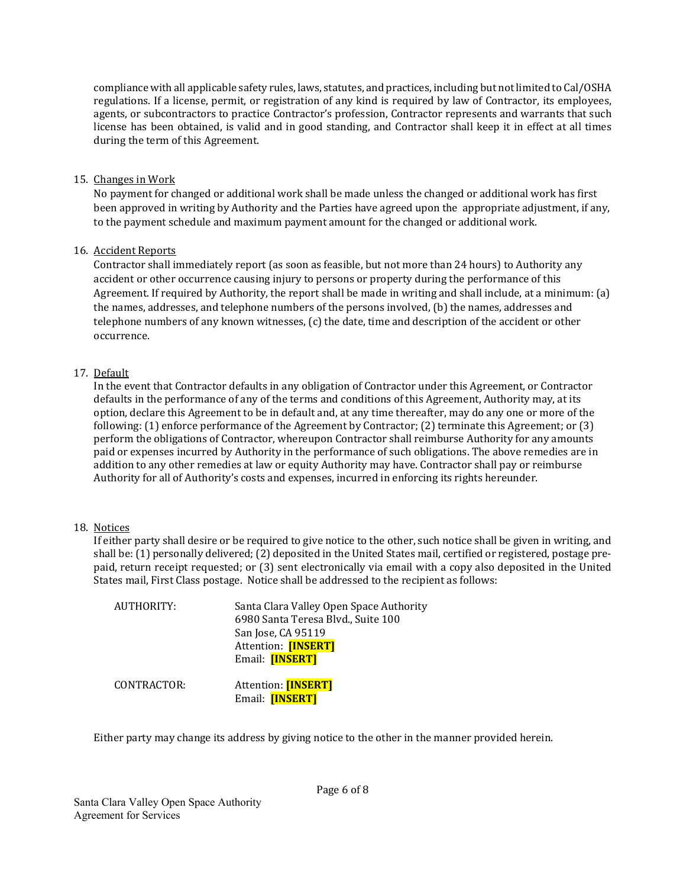compliance with all applicable safety rules, laws, statutes, and practices, including but not limited to Cal/OSHA regulations. If a license, permit, or registration of any kind is required by law of Contractor, its employees, agents, or subcontractors to practice Contractor's profession, Contractor represents and warrants that such license has been obtained, is valid and in good standing, and Contractor shall keep it in effect at all times during the term of this Agreement.

15. Changes in Work

No payment for changed or additional work shall be made unless the changed or additional work has first been approved in writing by Authority and the Parties have agreed upon the appropriate adjustment, if any, to the payment schedule and maximum payment amount for the changed or additional work.

16. Accident Reports

Contractor shall immediately report (as soon as feasible, but not more than 24 hours) to Authority any accident or other occurrence causing injury to persons or property during the performance of this Agreement. If required by Authority, the report shall be made in writing and shall include, at a minimum: (a) the names, addresses, and telephone numbers of the persons involved, (b) the names, addresses and telephone numbers of any known witnesses, (c) the date, time and description of the accident or other occurrence.

17. Default

In the event that Contractor defaults in any obligation of Contractor under this Agreement, or Contractor defaults in the performance of any of the terms and conditions of this Agreement, Authority may, at its option, declare this Agreement to be in default and, at any time thereafter, may do any one or more of the following: (1) enforce performance of the Agreement by Contractor; (2) terminate this Agreement; or (3) perform the obligations of Contractor, whereupon Contractor shall reimburse Authority for any amounts paid or expenses incurred by Authority in the performance of such obligations. The above remedies are in addition to any other remedies at law or equity Authority may have. Contractor shall pay or reimburse Authority for all of Authority's costs and expenses, incurred in enforcing its rights hereunder.

18. Notices

If either party shall desire or be required to give notice to the other, such notice shall be given in writing, and shall be: (1) personally delivered; (2) deposited in the United States mail, certified or registered, postage pre-paid, return receipt requested; or (3) sent electronically via email with a copy also deposited in the United States mail, First Class postage. Notice shall be addressed to the recipient as follows:

AUTHORITY:
Santa Clara Valley Open Space Authority
6980 Santa Teresa Blvd., Suite 100
San Jose, CA 95119
Attention: **[INSERT]**
Email: **[INSERT]**

CONTRACTOR:
Attention: **[INSERT]**
Email: **[INSERT]**

Either party may change its address by giving notice to the other in the manner provided herein.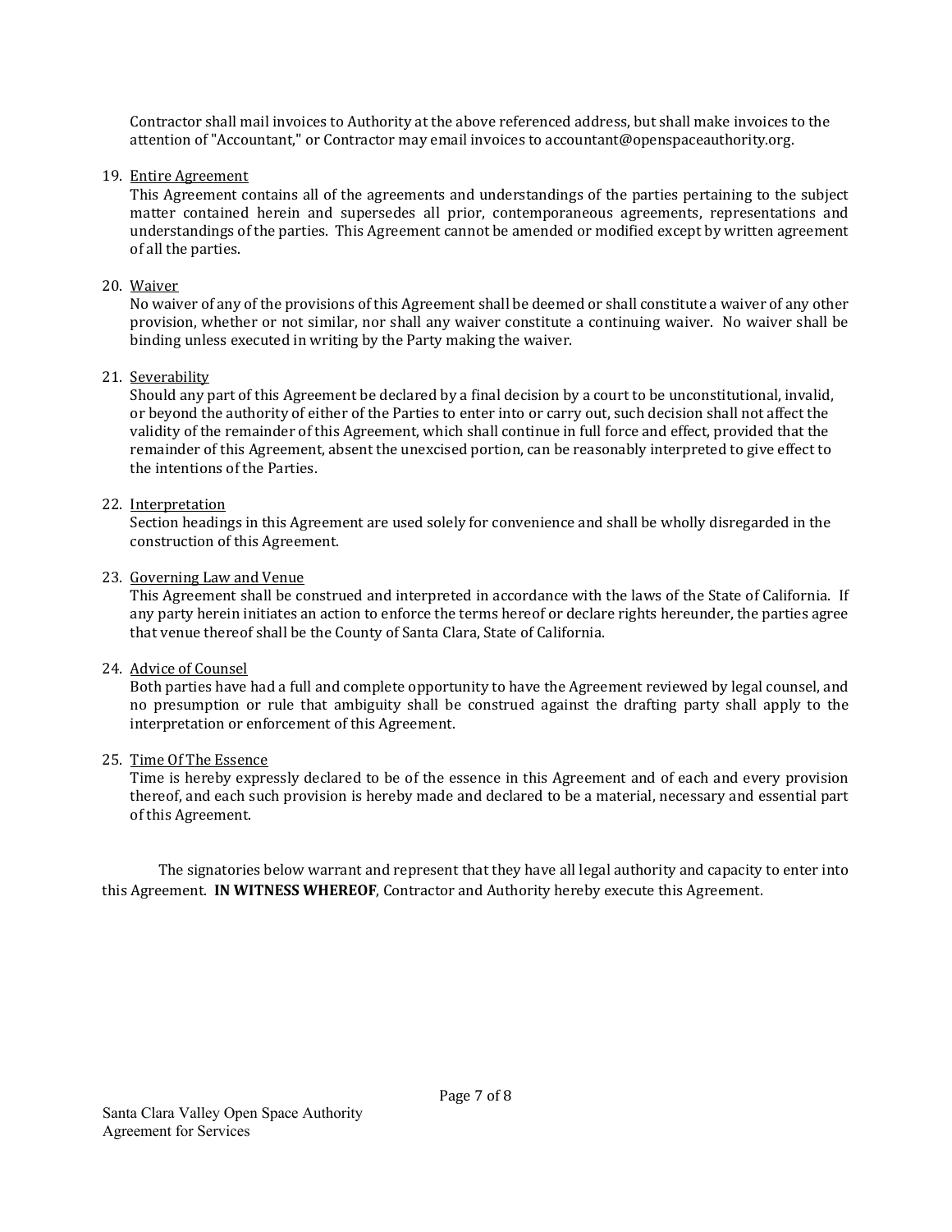Contractor shall mail invoices to Authority at the above referenced address, but shall make invoices to the attention of "Accountant," or Contractor may email invoices to accountant@openspaceauthority.org.

19. Entire Agreement

This Agreement contains all of the agreements and understandings of the parties pertaining to the subject matter contained herein and supersedes all prior, contemporaneous agreements, representations and understandings of the parties. This Agreement cannot be amended or modified except by written agreement of all the parties.

20. Waiver

No waiver of any of the provisions of this Agreement shall be deemed or shall constitute a waiver of any other provision, whether or not similar, nor shall any waiver constitute a continuing waiver. No waiver shall be binding unless executed in writing by the Party making the waiver.

21. Severability

Should any part of this Agreement be declared by a final decision by a court to be unconstitutional, invalid, or beyond the authority of either of the Parties to enter into or carry out, such decision shall not affect the validity of the remainder of this Agreement, which shall continue in full force and effect, provided that the remainder of this Agreement, absent the unexcised portion, can be reasonably interpreted to give effect to the intentions of the Parties.

22. Interpretation

Section headings in this Agreement are used solely for convenience and shall be wholly disregarded in the construction of this Agreement.

23. Governing Law and Venue

This Agreement shall be construed and interpreted in accordance with the laws of the State of California. If any party herein initiates an action to enforce the terms hereof or declare rights hereunder, the parties agree that venue thereof shall be the County of Santa Clara, State of California.

24. Advice of Counsel

Both parties have had a full and complete opportunity to have the Agreement reviewed by legal counsel, and no presumption or rule that ambiguity shall be construed against the drafting party shall apply to the interpretation or enforcement of this Agreement.

25. Time Of The Essence

Time is hereby expressly declared to be of the essence in this Agreement and of each and every provision thereof, and each such provision is hereby made and declared to be a material, necessary and essential part of this Agreement.

The signatories below warrant and represent that they have all legal authority and capacity to enter into this Agreement. **IN WITNESS WHEREOF**, Contractor and Authority hereby execute this Agreement.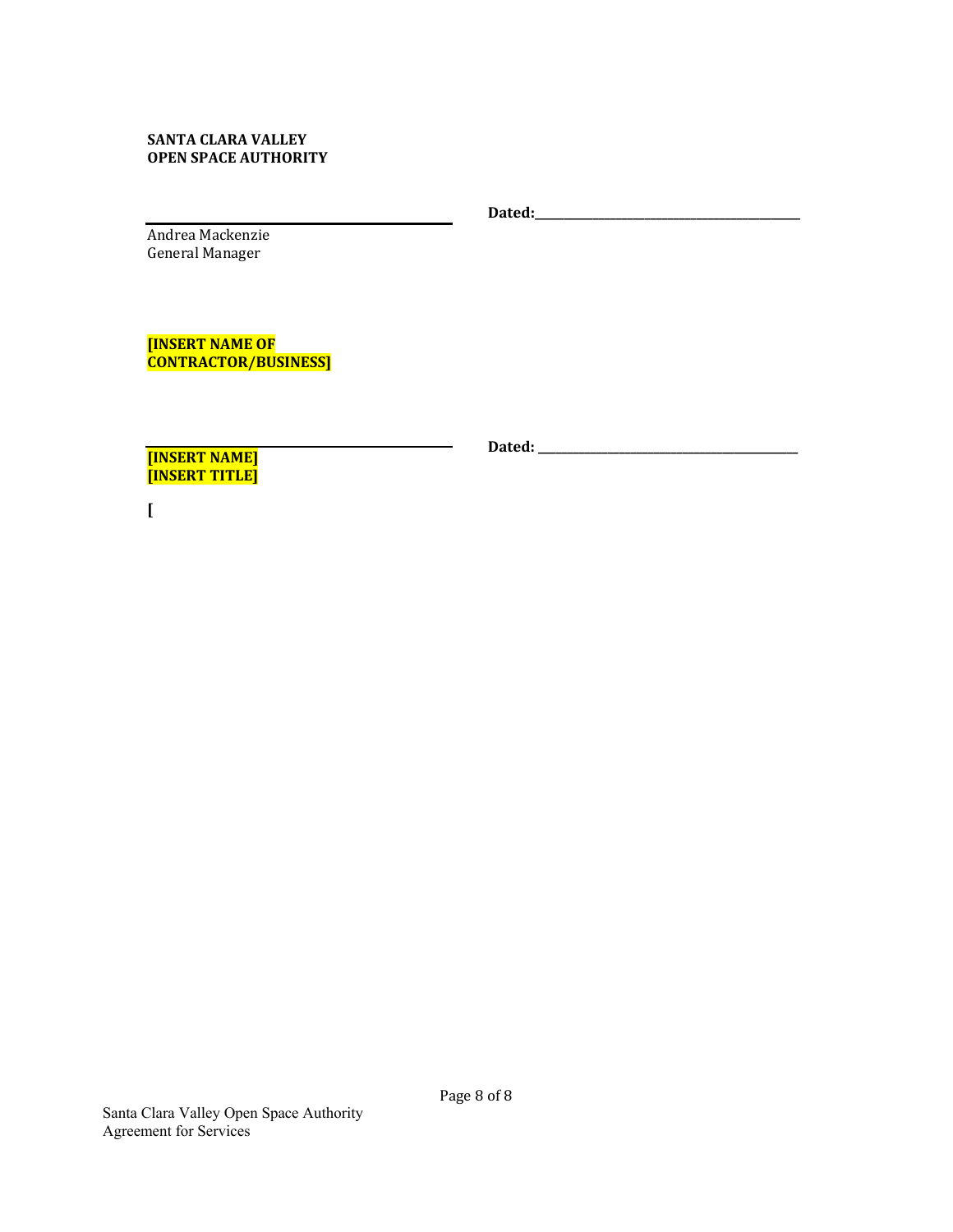**SANTA CLARA VALLEY**
**OPEN SPACE AUTHORITY**

______________________________ **Dated:**______________________________

Andrea Mackenzie
General Manager

**[INSERT NAME OF CONTRACTOR/BUSINESS]**

______________________________ **Dated:** ______________________________

**[INSERT NAME]**
**[INSERT TITLE]**

**[**

Santa Clara Valley Open Space Authority
Agreement for Services